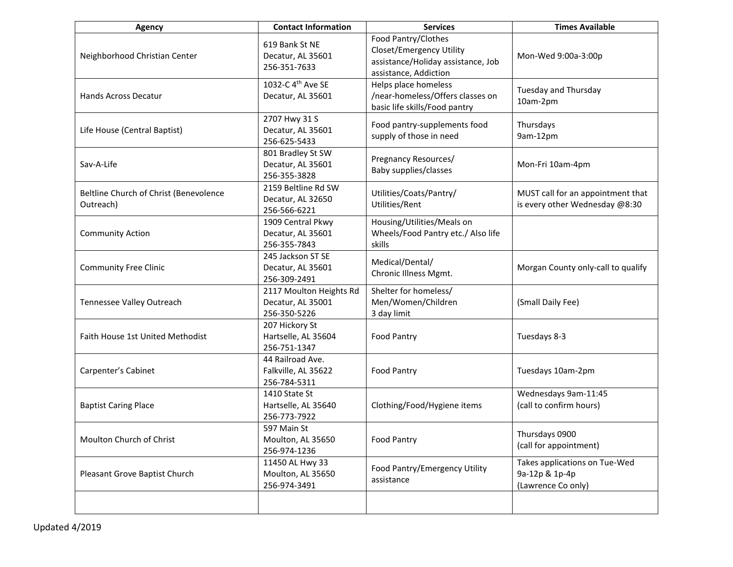| Agency | Contact Information | Services | Times Available |
| --- | --- | --- | --- |
| Neighborhood Christian Center | 619 Bank St NE<br>Decatur, AL 35601<br>256-351-7633 | Food Pantry/Clothes Closet/Emergency Utility assistance/Holiday assistance, Job assistance, Addiction | Mon-Wed 9:00a-3:00p |
| Hands Across Decatur | 1032-C 4th Ave SE<br>Decatur, AL 35601 | Helps place homeless /near-homeless/Offers classes on basic life skills/Food pantry | Tuesday and Thursday<br>10am-2pm |
| Life House (Central Baptist) | 2707 Hwy 31 S<br>Decatur, AL 35601<br>256-625-5433 | Food pantry-supplements food supply of those in need | Thursdays<br>9am-12pm |
| Sav-A-Life | 801 Bradley St SW<br>Decatur, AL 35601<br>256-355-3828 | Pregnancy Resources/<br>Baby supplies/classes | Mon-Fri 10am-4pm |
| Beltline Church of Christ (Benevolence Outreach) | 2159 Beltline Rd SW<br>Decatur, AL 32650<br>256-566-6221 | Utilities/Coats/Pantry/<br>Utilities/Rent | MUST call for an appointment that is every other Wednesday @8:30 |
| Community Action | 1909 Central Pkwy<br>Decatur, AL 35601<br>256-355-7843 | Housing/Utilities/Meals on Wheels/Food Pantry etc./ Also life skills | |
| Community Free Clinic | 245 Jackson ST SE<br>Decatur, AL 35601<br>256-309-2491 | Medical/Dental/<br>Chronic Illness Mgmt. | Morgan County only-call to qualify |
| Tennessee Valley Outreach | 2117 Moulton Heights Rd<br>Decatur, AL 35001<br>256-350-5226 | Shelter for homeless/<br>Men/Women/Children<br>3 day limit | (Small Daily Fee) |
| Faith House 1st United Methodist | 207 Hickory St<br>Hartselle, AL 35604<br>256-751-1347 | Food Pantry | Tuesdays 8-3 |
| Carpenter's Cabinet | 44 Railroad Ave.<br>Falkville, AL 35622<br>256-784-5311 | Food Pantry | Tuesdays 10am-2pm |
| Baptist Caring Place | 1410 State St<br>Hartselle, AL 35640<br>256-773-7922 | Clothing/Food/Hygiene items | Wednesdays 9am-11:45<br>(call to confirm hours) |
| Moulton Church of Christ | 597 Main St<br>Moulton, AL 35650<br>256-974-1236 | Food Pantry | Thursdays 0900<br>(call for appointment) |
| Pleasant Grove Baptist Church | 11450 AL Hwy 33<br>Moulton, AL 35650<br>256-974-3491 | Food Pantry/Emergency Utility assistance | Takes applications on Tue-Wed<br>9a-12p & 1p-4p<br>(Lawrence Co only) |
| | | | |

Updated 4/2019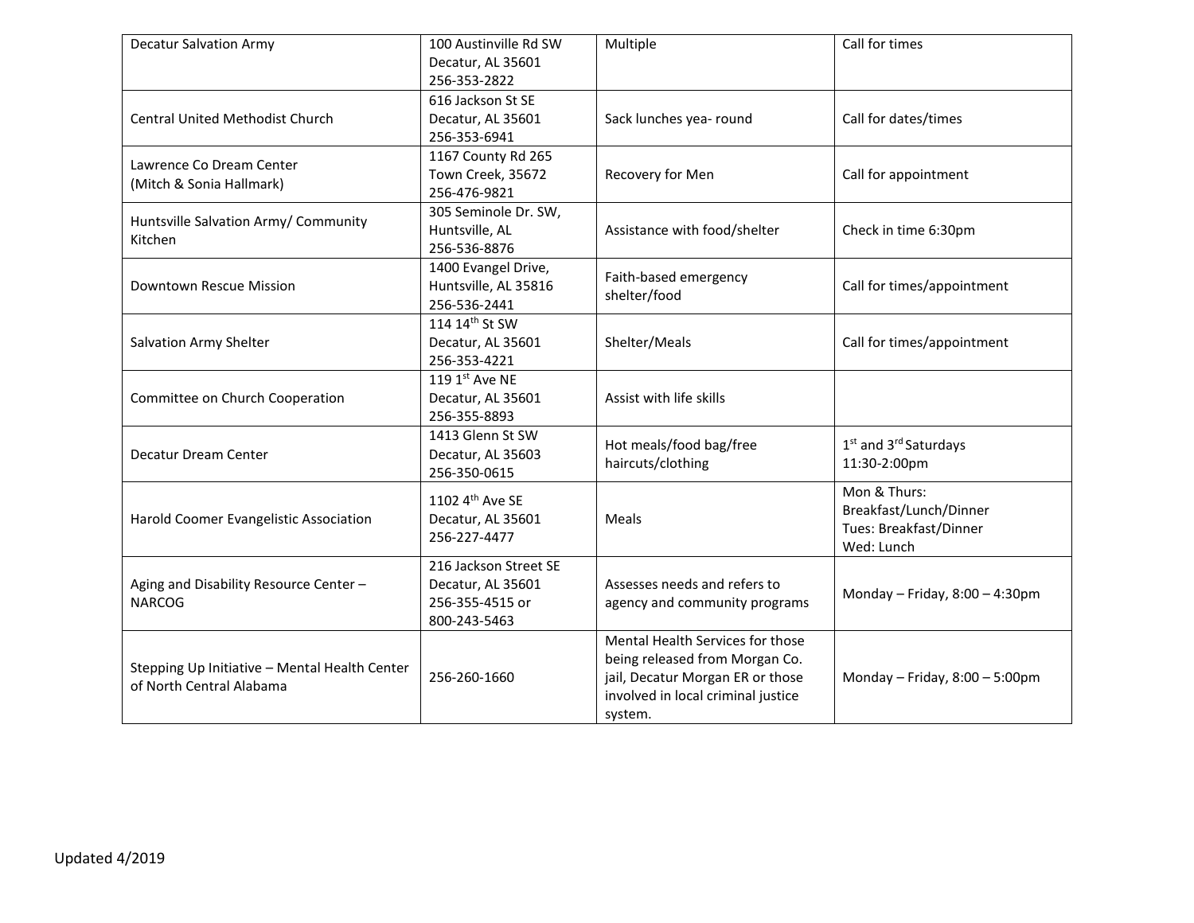| | | | |
|---|---|---|---|
| Decatur Salvation Army | 100 Austinville Rd SW Decatur, AL 35601 256-353-2822 | Multiple | Call for times |
| Central United Methodist Church | 616 Jackson St SE Decatur, AL 35601 256-353-6941 | Sack lunches yea- round | Call for dates/times |
| Lawrence Co Dream Center (Mitch & Sonia Hallmark) | 1167 County Rd 265 Town Creek, 35672 256-476-9821 | Recovery for Men | Call for appointment |
| Huntsville Salvation Army/ Community Kitchen | 305 Seminole Dr. SW, Huntsville, AL 256-536-8876 | Assistance with food/shelter | Check in time 6:30pm |
| Downtown Rescue Mission | 1400 Evangel Drive, Huntsville, AL 35816 256-536-2441 | Faith-based emergency shelter/food | Call for times/appointment |
| Salvation Army Shelter | 114 14th St SW Decatur, AL 35601 256-353-4221 | Shelter/Meals | Call for times/appointment |
| Committee on Church Cooperation | 119 1st Ave NE Decatur, AL 35601 256-355-8893 | Assist with life skills | |
| Decatur Dream Center | 1413 Glenn St SW Decatur, AL 35603 256-350-0615 | Hot meals/food bag/free haircuts/clothing | 1st and 3rd Saturdays 11:30-2:00pm |
| Harold Coomer Evangelistic Association | 1102 4th Ave SE Decatur, AL 35601 256-227-4477 | Meals | Mon & Thurs: Breakfast/Lunch/Dinner Tues: Breakfast/Dinner Wed: Lunch |
| Aging and Disability Resource Center – NARCOG | 216 Jackson Street SE Decatur, AL 35601 256-355-4515 or 800-243-5463 | Assesses needs and refers to agency and community programs | Monday – Friday, 8:00 – 4:30pm |
| Stepping Up Initiative – Mental Health Center of North Central Alabama | 256-260-1660 | Mental Health Services for those being released from Morgan Co. jail, Decatur Morgan ER or those involved in local criminal justice system. | Monday – Friday, 8:00 – 5:00pm |

Updated 4/2019